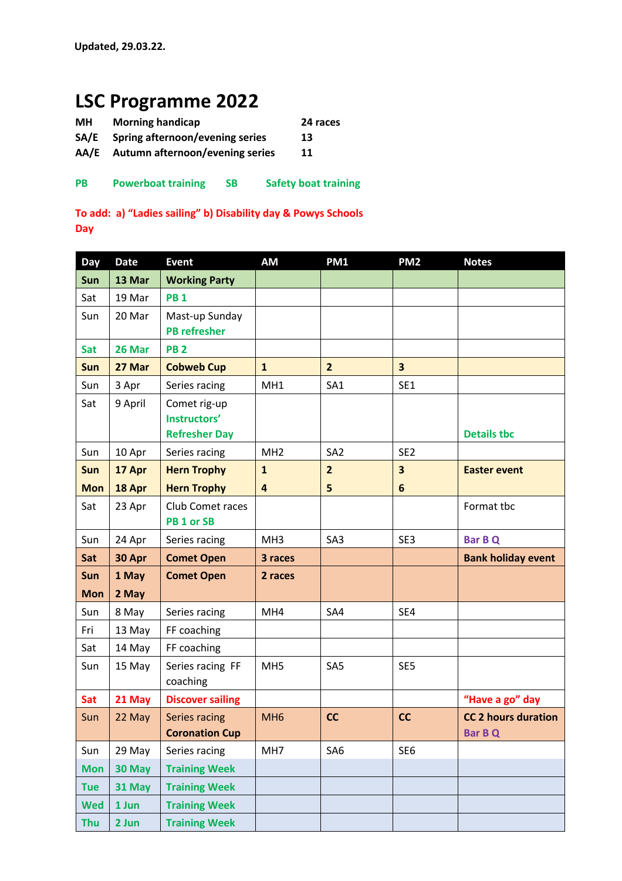**Updated, 29.03.22.**

# LSC Programme 2022

| | | |
|---|---|---|
| **MH** | **Morning handicap** | **24 races** |
| **SA/E** | **Spring afternoon/evening series** | **13** |
| **AA/E** | **Autumn afternoon/evening series** | **11** |

**PB** Powerboat training **SB** Safety boat training

**To add: a) "Ladies sailing" b) Disability day & Powys Schools Day**

| Day | Date | Event | AM | PM1 | PM2 | Notes |
|---|---|---|---|---|---|---|
| **Sun** | **13 Mar** | **Working Party** | | | | |
| Sat | 19 Mar | **PB 1** | | | | |
| Sun | 20 Mar | Mast-up Sunday **PB refresher** | | | | |
| **Sat** | **26 Mar** | **PB 2** | | | | |
| **Sun** | **27 Mar** | **Cobweb Cup** | **1** | **2** | **3** | |
| Sun | 3 Apr | Series racing | MH1 | SA1 | SE1 | |
| Sat | 9 April | Comet rig-up **Instructors' Refresher Day** | | | | **Details tbc** |
| Sun | 10 Apr | Series racing | MH2 | SA2 | SE2 | |
| **Sun** | **17 Apr** | **Hern Trophy** | **1** | **2** | **3** | **Easter event** |
| **Mon** | **18 Apr** | **Hern Trophy** | **4** | **5** | **6** | |
| Sat | 23 Apr | Club Comet races **PB 1 or SB** | | | | Format tbc |
| Sun | 24 Apr | Series racing | MH3 | SA3 | SE3 | **Bar B Q** |
| **Sat** | **30 Apr** | **Comet Open** | **3 races** | | | **Bank holiday event** |
| **Sun** | **1 May** | **Comet Open** | **2 races** | | | |
| **Mon** | **2 May** | | | | | |
| Sun | 8 May | Series racing | MH4 | SA4 | SE4 | |
| Fri | 13 May | FF coaching | | | | |
| Sat | 14 May | FF coaching | | | | |
| Sun | 15 May | Series racing FF coaching | MH5 | SA5 | SE5 | |
| **Sat** | **21 May** | **Discover sailing** | | | | **"Have a go" day** |
| Sun | 22 May | Series racing **Coronation Cup** | MH6 | **CC** | **CC** | **CC 2 hours duration** **Bar B Q** |
| Sun | 29 May | Series racing | MH7 | SA6 | SE6 | |
| **Mon** | **30 May** | **Training Week** | | | | |
| **Tue** | **31 May** | **Training Week** | | | | |
| **Wed** | **1 Jun** | **Training Week** | | | | |
| **Thu** | **2 Jun** | **Training Week** | | | | |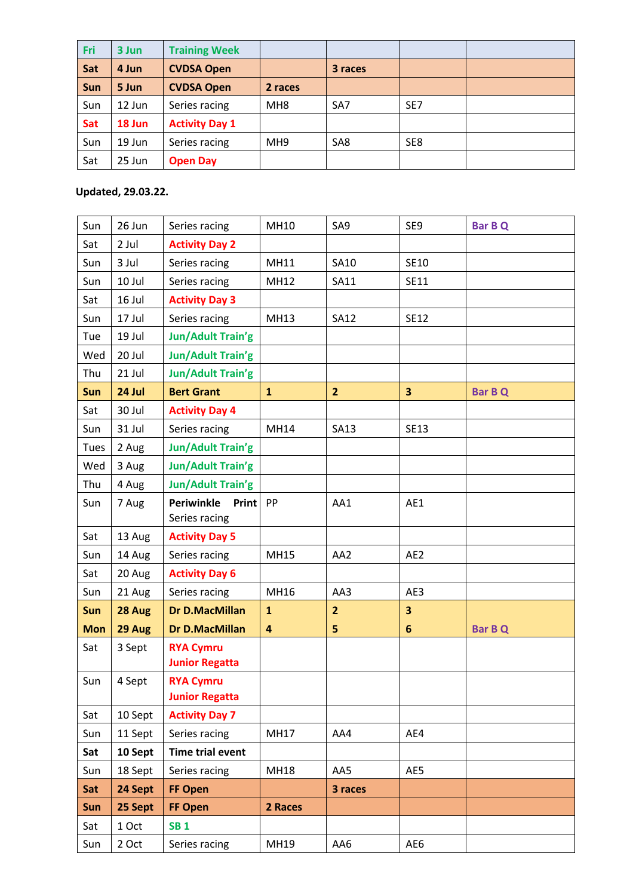| Fri | 3 Jun | Training Week | | | | |
|---|---|---|---|---|---|---|
| **Sat** | **4 Jun** | **CVDSA Open** | | **3 races** | | |
| **Sun** | **5 Jun** | **CVDSA Open** | **2 races** | | | |
| Sun | 12 Jun | Series racing | MH8 | SA7 | SE7 | |
| **Sat** | **18 Jun** | **Activity Day 1** | | | | |
| Sun | 19 Jun | Series racing | MH9 | SA8 | SE8 | |
| Sat | 25 Jun | **Open Day** | | | | |

**Updated, 29.03.22.**

| Sun | 26 Jun | Series racing | MH10 | SA9 | SE9 | **Bar B Q** |
|---|---|---|---|---|---|---|
| Sat | 2 Jul | **Activity Day 2** | | | | |
| Sun | 3 Jul | Series racing | MH11 | SA10 | SE10 | |
| Sun | 10 Jul | Series racing | MH12 | SA11 | SE11 | |
| Sat | 16 Jul | **Activity Day 3** | | | | |
| Sun | 17 Jul | Series racing | MH13 | SA12 | SE12 | |
| Tue | 19 Jul | **Jun/Adult Train'g** | | | | |
| Wed | 20 Jul | **Jun/Adult Train'g** | | | | |
| Thu | 21 Jul | **Jun/Adult Train'g** | | | | |
| **Sun** | **24 Jul** | **Bert Grant** | **1** | **2** | **3** | **Bar B Q** |
| Sat | 30 Jul | **Activity Day 4** | | | | |
| Sun | 31 Jul | Series racing | MH14 | SA13 | SE13 | |
| Tues | 2 Aug | **Jun/Adult Train'g** | | | | |
| Wed | 3 Aug | **Jun/Adult Train'g** | | | | |
| Thu | 4 Aug | **Jun/Adult Train'g** | | | | |
| Sun | 7 Aug | **Periwinkle Print** Series racing | PP | AA1 | AE1 | |
| Sat | 13 Aug | **Activity Day 5** | | | | |
| Sun | 14 Aug | Series racing | MH15 | AA2 | AE2 | |
| Sat | 20 Aug | **Activity Day 6** | | | | |
| Sun | 21 Aug | Series racing | MH16 | AA3 | AE3 | |
| **Sun** | **28 Aug** | **Dr D.MacMillan** | **1** | **2** | **3** | |
| **Mon** | **29 Aug** | **Dr D.MacMillan** | **4** | **5** | **6** | **Bar B Q** |
| Sat | 3 Sept | **RYA Cymru Junior Regatta** | | | | |
| Sun | 4 Sept | **RYA Cymru Junior Regatta** | | | | |
| Sat | 10 Sept | **Activity Day 7** | | | | |
| Sun | 11 Sept | Series racing | MH17 | AA4 | AE4 | |
| **Sat** | **10 Sept** | **Time trial event** | | | | |
| Sun | 18 Sept | Series racing | MH18 | AA5 | AE5 | |
| **Sat** | **24 Sept** | **FF Open** | | **3 races** | | |
| **Sun** | **25 Sept** | **FF Open** | **2 Races** | | | |
| Sat | 1 Oct | **SB 1** | | | | |
| Sun | 2 Oct | Series racing | MH19 | AA6 | AE6 | |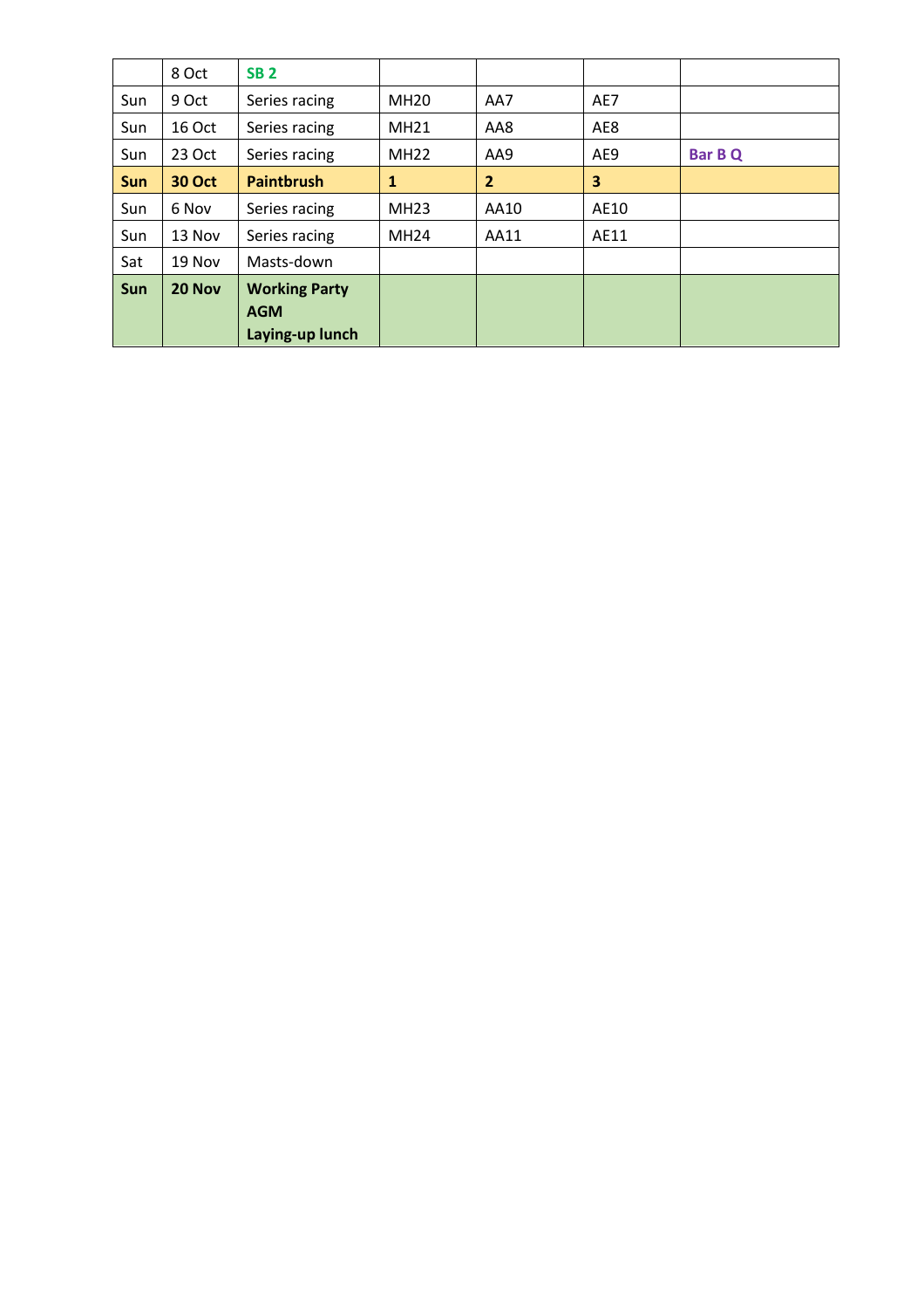| | | | | | | |
|---|---|---|---|---|---|---|
| | 8 Oct | **SB 2** | | | | |
| Sun | 9 Oct | Series racing | MH20 | AA7 | AE7 | |
| Sun | 16 Oct | Series racing | MH21 | AA8 | AE8 | |
| Sun | 23 Oct | Series racing | MH22 | AA9 | AE9 | **Bar B Q** |
| **Sun** | **30 Oct** | **Paintbrush** | **1** | **2** | **3** | |
| Sun | 6 Nov | Series racing | MH23 | AA10 | AE10 | |
| Sun | 13 Nov | Series racing | MH24 | AA11 | AE11 | |
| Sat | 19 Nov | Masts-down | | | | |
| **Sun** | **20 Nov** | **Working Party**<br>**AGM**<br>**Laying-up lunch** | | | | |